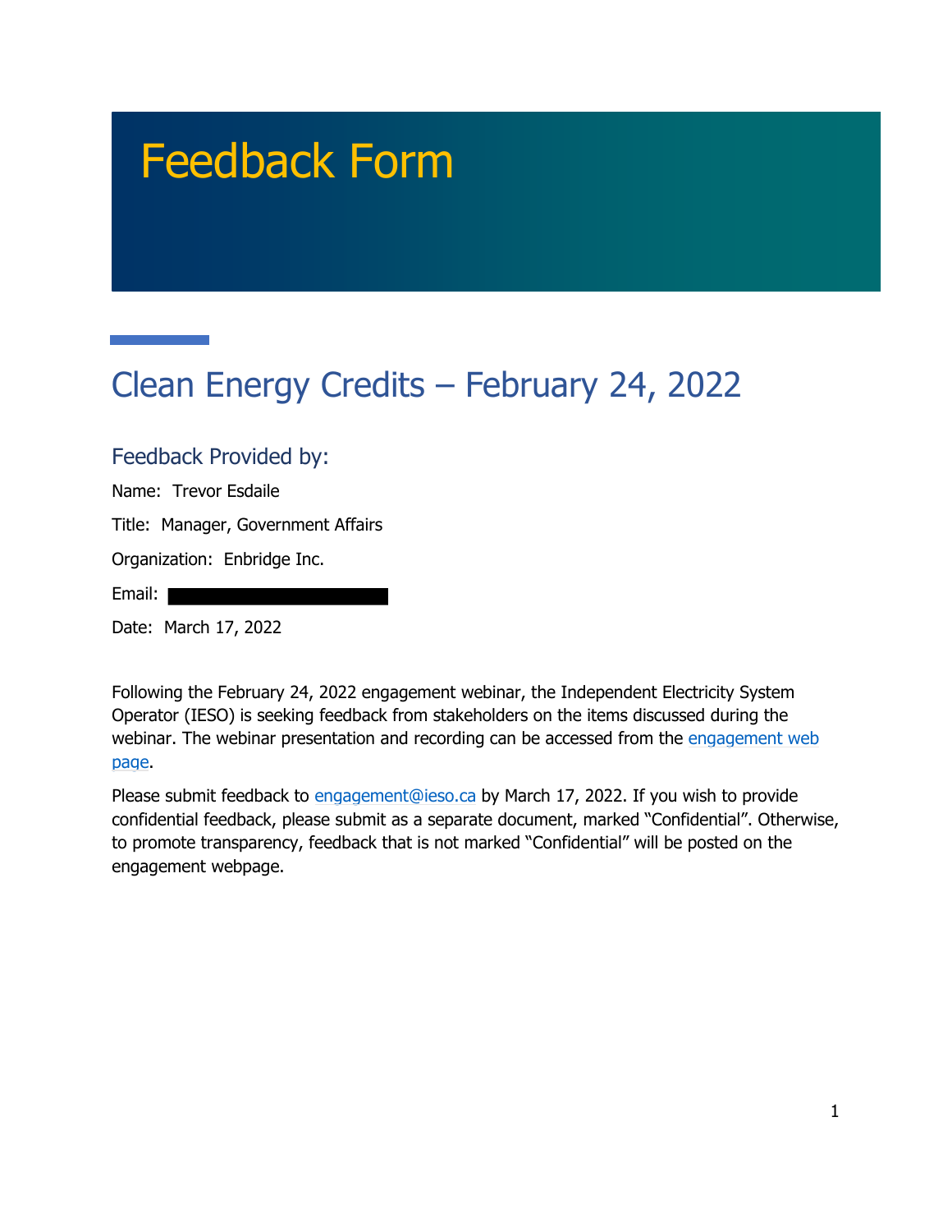# Feedback Form

## Clean Energy Credits – February 24, 2022

### Feedback Provided by:

Name: Trevor Esdaile

Title: Manager, Government Affairs

Organization: Enbridge Inc.

Email:

Date: March 17, 2022

Following the February 24, 2022 engagement webinar, the Independent Electricity System Operator (IESO) is seeking feedback from stakeholders on the items discussed during the webinar. The webinar presentation and recording can be accessed from the engagement web page.

Please submit feedback to engagement@ieso.ca by March 17, 2022. If you wish to provide confidential feedback, please submit as a separate document, marked "Confidential". Otherwise, to promote transparency, feedback that is not marked "Confidential" will be posted on the engagement webpage.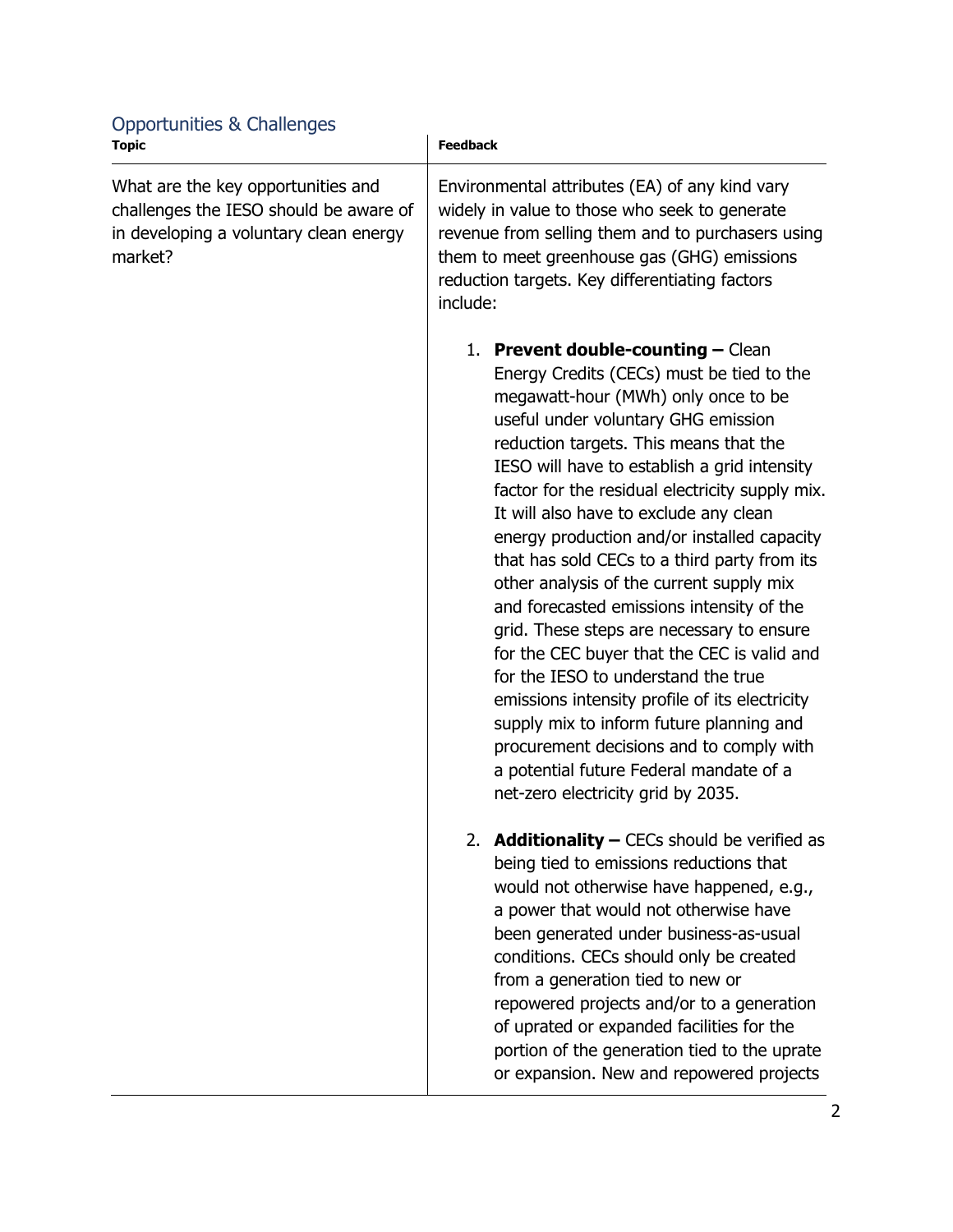## Opportunities & Challenges

| Topic | Feedback |
|---|---|
| What are the key opportunities and challenges the IESO should be aware of in developing a voluntary clean energy market? | Environmental attributes (EA) of any kind vary widely in value to those who seek to generate revenue from selling them and to purchasers using them to meet greenhouse gas (GHG) emissions reduction targets. Key differentiating factors include:<br><br>1. **Prevent double-counting –** Clean Energy Credits (CECs) must be tied to the megawatt-hour (MWh) only once to be useful under voluntary GHG emission reduction targets. This means that the IESO will have to establish a grid intensity factor for the residual electricity supply mix. It will also have to exclude any clean energy production and/or installed capacity that has sold CECs to a third party from its other analysis of the current supply mix and forecasted emissions intensity of the grid. These steps are necessary to ensure for the CEC buyer that the CEC is valid and for the IESO to understand the true emissions intensity profile of its electricity supply mix to inform future planning and procurement decisions and to comply with a potential future Federal mandate of a net-zero electricity grid by 2035.<br><br>2. **Additionality –** CECs should be verified as being tied to emissions reductions that would not otherwise have happened, e.g., a power that would not otherwise have been generated under business-as-usual conditions. CECs should only be created from a generation tied to new or repowered projects and/or to a generation of uprated or expanded facilities for the portion of the generation tied to the uprate or expansion. New and repowered projects |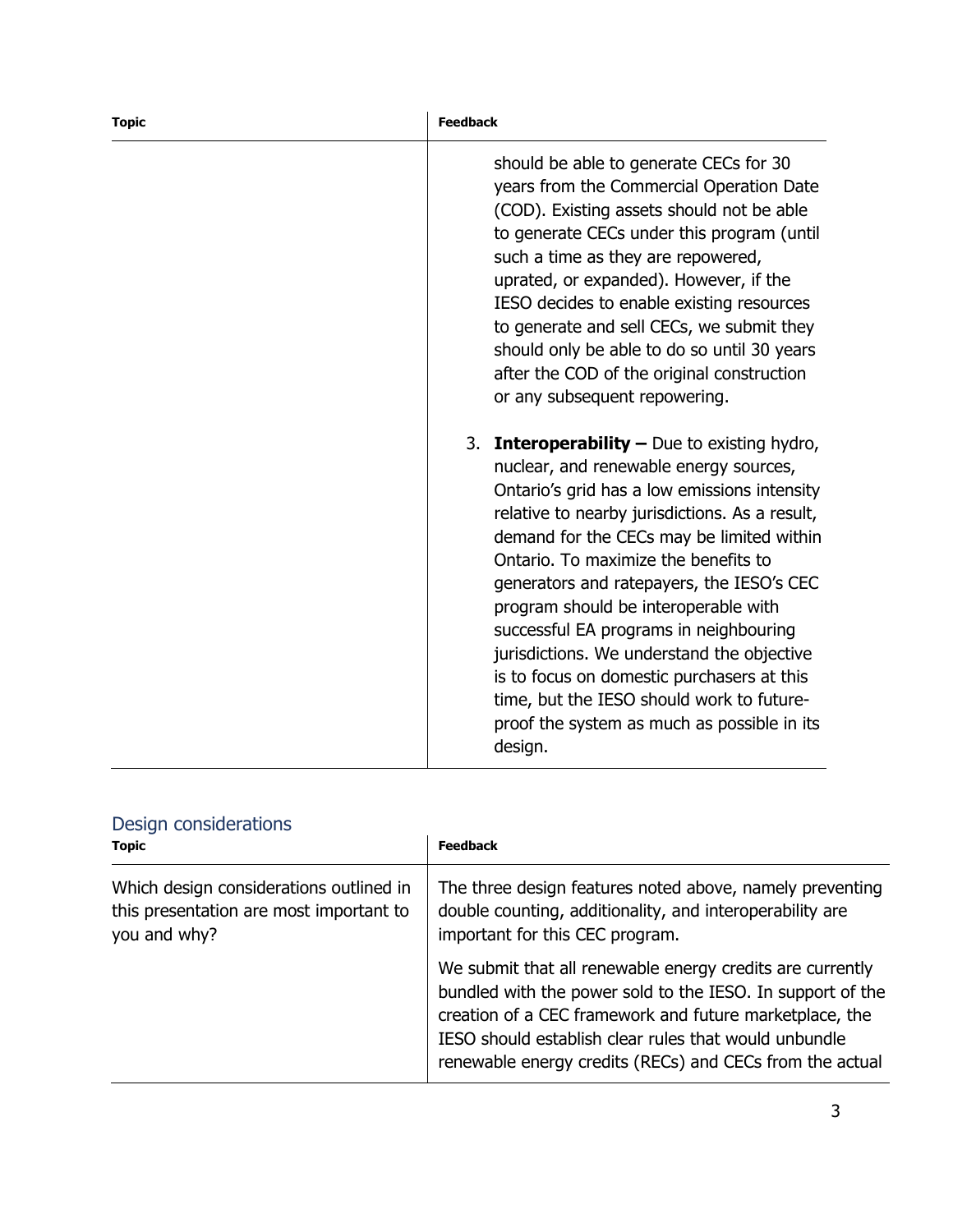| Topic | Feedback |
|---|---|
| | should be able to generate CECs for 30 years from the Commercial Operation Date (COD). Existing assets should not be able to generate CECs under this program (until such a time as they are repowered, uprated, or expanded). However, if the IESO decides to enable existing resources to generate and sell CECs, we submit they should only be able to do so until 30 years after the COD of the original construction or any subsequent repowering.<br><br>3. **Interoperability –** Due to existing hydro, nuclear, and renewable energy sources, Ontario's grid has a low emissions intensity relative to nearby jurisdictions. As a result, demand for the CECs may be limited within Ontario. To maximize the benefits to generators and ratepayers, the IESO's CEC program should be interoperable with successful EA programs in neighbouring jurisdictions. We understand the objective is to focus on domestic purchasers at this time, but the IESO should work to future-proof the system as much as possible in its design. |

## Design considerations

| Topic | Feedback |
|---|---|
| Which design considerations outlined in this presentation are most important to you and why? | The three design features noted above, namely preventing double counting, additionality, and interoperability are important for this CEC program.<br><br>We submit that all renewable energy credits are currently bundled with the power sold to the IESO. In support of the creation of a CEC framework and future marketplace, the IESO should establish clear rules that would unbundle renewable energy credits (RECs) and CECs from the actual |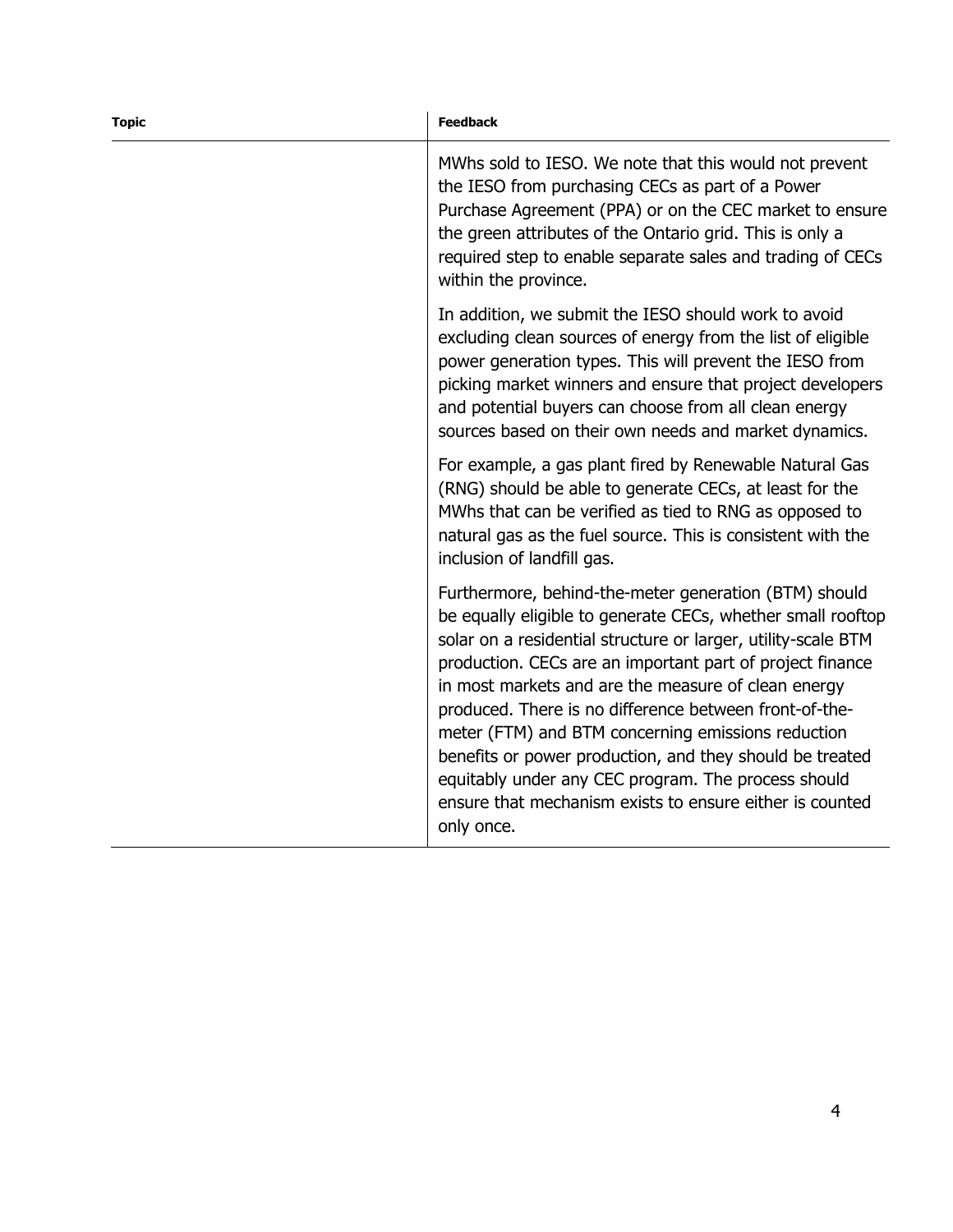| Topic | Feedback |
| --- | --- |
| | MWhs sold to IESO. We note that this would not prevent the IESO from purchasing CECs as part of a Power Purchase Agreement (PPA) or on the CEC market to ensure the green attributes of the Ontario grid. This is only a required step to enable separate sales and trading of CECs within the province.<br><br>In addition, we submit the IESO should work to avoid excluding clean sources of energy from the list of eligible power generation types. This will prevent the IESO from picking market winners and ensure that project developers and potential buyers can choose from all clean energy sources based on their own needs and market dynamics.<br><br>For example, a gas plant fired by Renewable Natural Gas (RNG) should be able to generate CECs, at least for the MWhs that can be verified as tied to RNG as opposed to natural gas as the fuel source. This is consistent with the inclusion of landfill gas.<br><br>Furthermore, behind-the-meter generation (BTM) should be equally eligible to generate CECs, whether small rooftop solar on a residential structure or larger, utility-scale BTM production. CECs are an important part of project finance in most markets and are the measure of clean energy produced. There is no difference between front-of-the-meter (FTM) and BTM concerning emissions reduction benefits or power production, and they should be treated equitably under any CEC program. The process should ensure that mechanism exists to ensure either is counted only once. |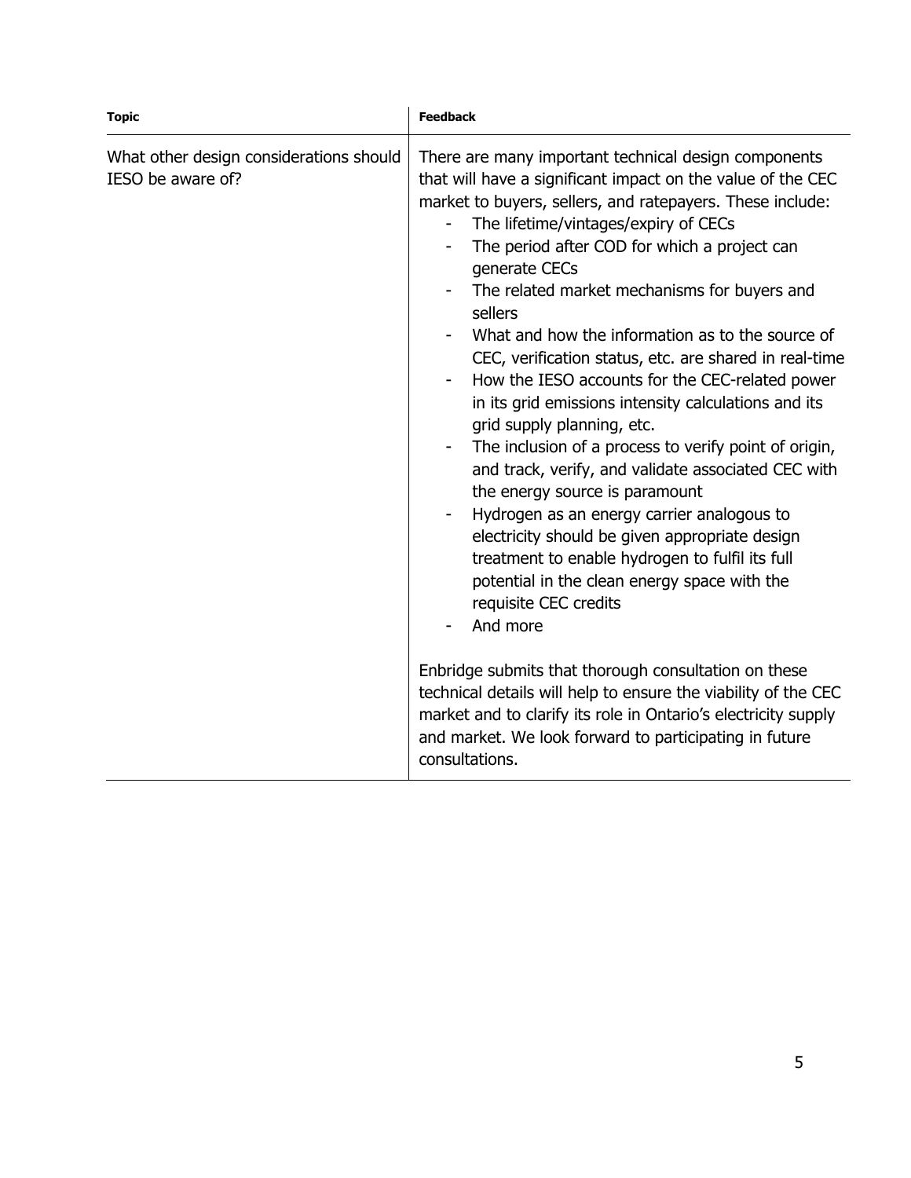| Topic | Feedback |
|---|---|
| What other design considerations should IESO be aware of? | There are many important technical design components that will have a significant impact on the value of the CEC market to buyers, sellers, and ratepayers. These include:<br>- The lifetime/vintages/expiry of CECs<br>- The period after COD for which a project can generate CECs<br>- The related market mechanisms for buyers and sellers<br>- What and how the information as to the source of CEC, verification status, etc. are shared in real-time<br>- How the IESO accounts for the CEC-related power in its grid emissions intensity calculations and its grid supply planning, etc.<br>- The inclusion of a process to verify point of origin, and track, verify, and validate associated CEC with the energy source is paramount<br>- Hydrogen as an energy carrier analogous to electricity should be given appropriate design treatment to enable hydrogen to fulfil its full potential in the clean energy space with the requisite CEC credits<br>- And more<br><br>Enbridge submits that thorough consultation on these technical details will help to ensure the viability of the CEC market and to clarify its role in Ontario's electricity supply and market. We look forward to participating in future consultations. |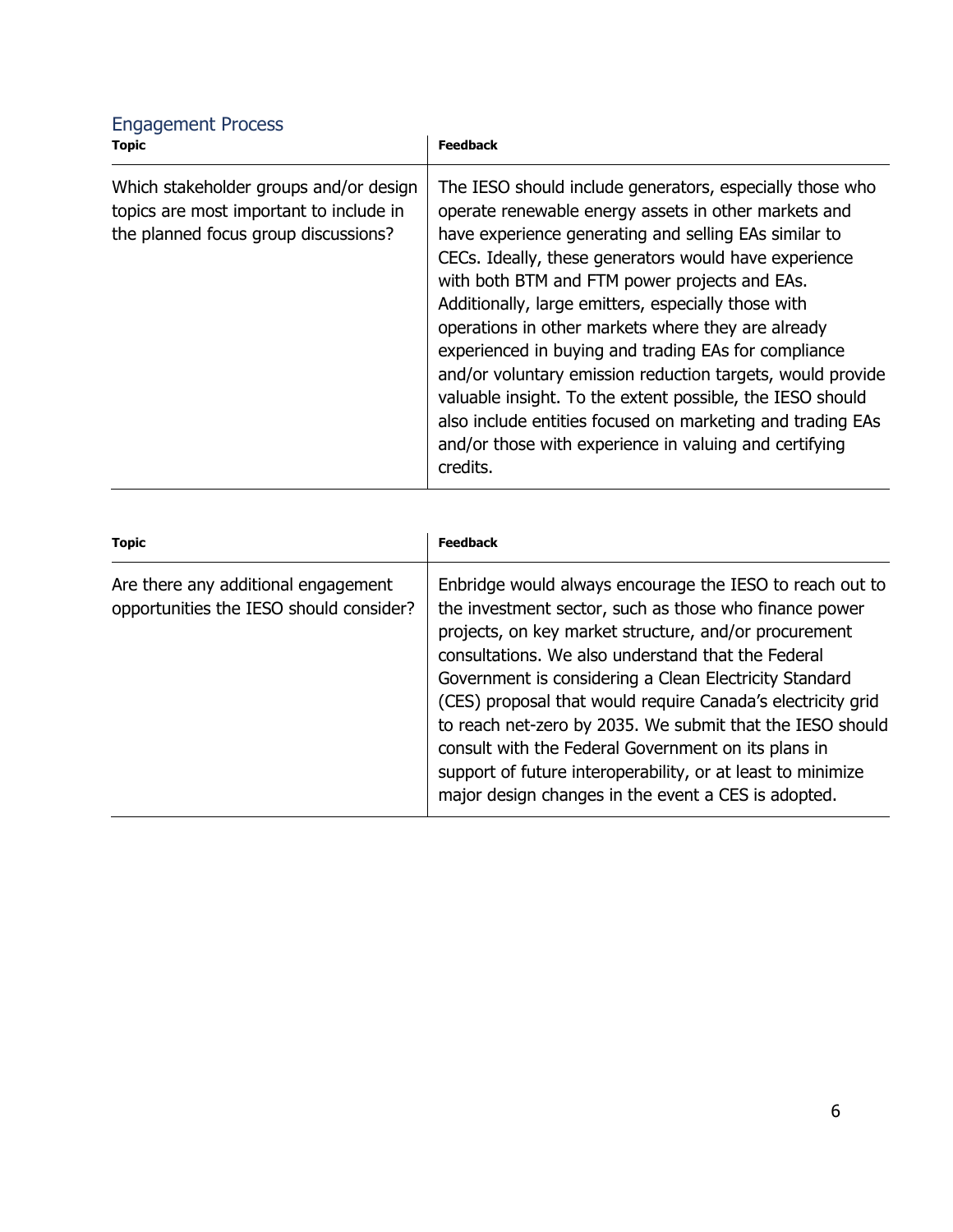## Engagement Process

| Topic | Feedback |
| --- | --- |
| Which stakeholder groups and/or design topics are most important to include in the planned focus group discussions? | The IESO should include generators, especially those who operate renewable energy assets in other markets and have experience generating and selling EAs similar to CECs. Ideally, these generators would have experience with both BTM and FTM power projects and EAs. Additionally, large emitters, especially those with operations in other markets where they are already experienced in buying and trading EAs for compliance and/or voluntary emission reduction targets, would provide valuable insight. To the extent possible, the IESO should also include entities focused on marketing and trading EAs and/or those with experience in valuing and certifying credits. |

| Topic | Feedback |
| --- | --- |
| Are there any additional engagement opportunities the IESO should consider? | Enbridge would always encourage the IESO to reach out to the investment sector, such as those who finance power projects, on key market structure, and/or procurement consultations. We also understand that the Federal Government is considering a Clean Electricity Standard (CES) proposal that would require Canada's electricity grid to reach net-zero by 2035. We submit that the IESO should consult with the Federal Government on its plans in support of future interoperability, or at least to minimize major design changes in the event a CES is adopted. |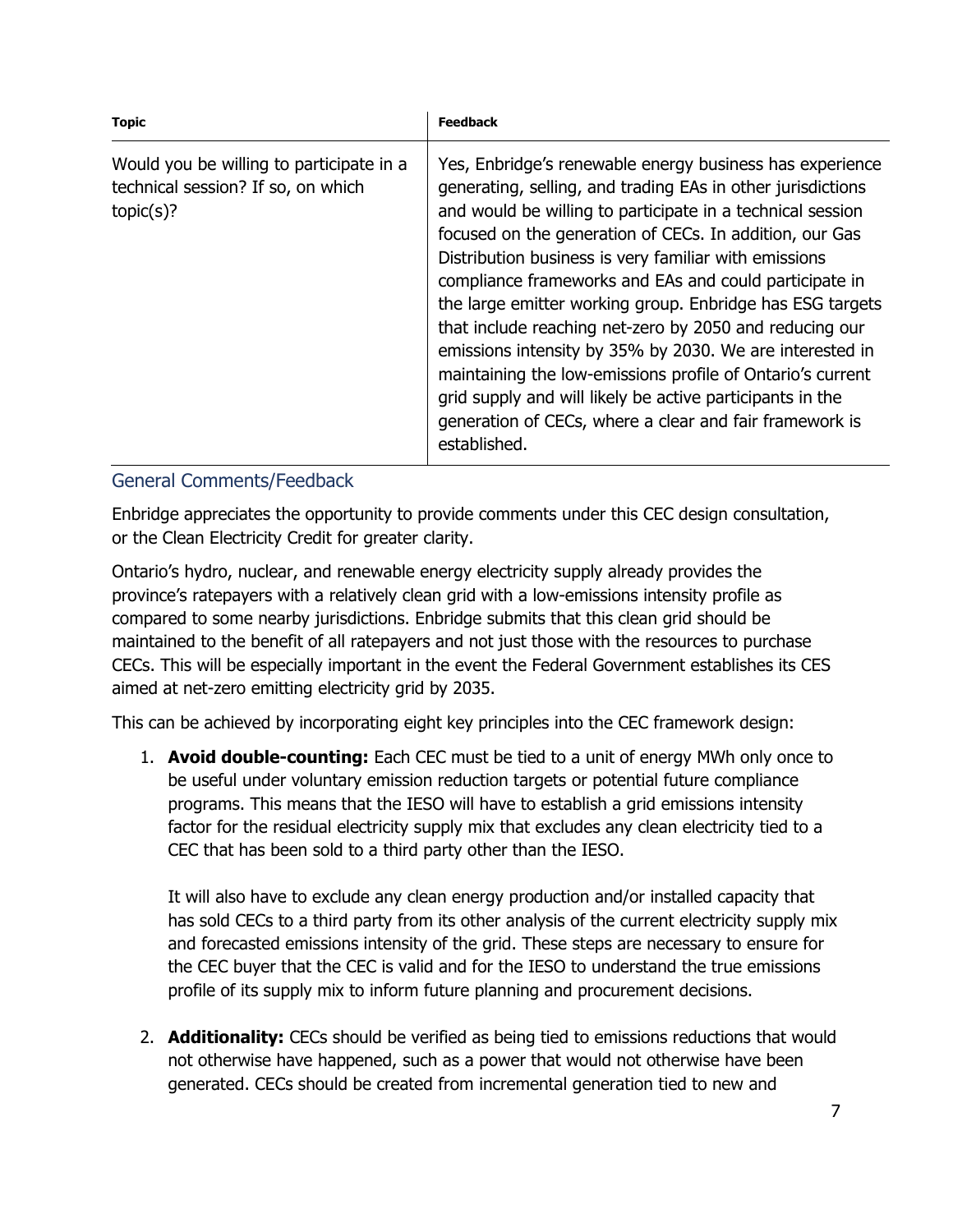| Topic | Feedback |
|---|---|
| Would you be willing to participate in a technical session? If so, on which topic(s)? | Yes, Enbridge's renewable energy business has experience generating, selling, and trading EAs in other jurisdictions and would be willing to participate in a technical session focused on the generation of CECs. In addition, our Gas Distribution business is very familiar with emissions compliance frameworks and EAs and could participate in the large emitter working group. Enbridge has ESG targets that include reaching net-zero by 2050 and reducing our emissions intensity by 35% by 2030. We are interested in maintaining the low-emissions profile of Ontario's current grid supply and will likely be active participants in the generation of CECs, where a clear and fair framework is established. |

## General Comments/Feedback

Enbridge appreciates the opportunity to provide comments under this CEC design consultation, or the Clean Electricity Credit for greater clarity.

Ontario's hydro, nuclear, and renewable energy electricity supply already provides the province's ratepayers with a relatively clean grid with a low-emissions intensity profile as compared to some nearby jurisdictions. Enbridge submits that this clean grid should be maintained to the benefit of all ratepayers and not just those with the resources to purchase CECs. This will be especially important in the event the Federal Government establishes its CES aimed at net-zero emitting electricity grid by 2035.

This can be achieved by incorporating eight key principles into the CEC framework design:

1. **Avoid double-counting:** Each CEC must be tied to a unit of energy MWh only once to be useful under voluntary emission reduction targets or potential future compliance programs. This means that the IESO will have to establish a grid emissions intensity factor for the residual electricity supply mix that excludes any clean electricity tied to a CEC that has been sold to a third party other than the IESO.

   It will also have to exclude any clean energy production and/or installed capacity that has sold CECs to a third party from its other analysis of the current electricity supply mix and forecasted emissions intensity of the grid. These steps are necessary to ensure for the CEC buyer that the CEC is valid and for the IESO to understand the true emissions profile of its supply mix to inform future planning and procurement decisions.

2. **Additionality:** CECs should be verified as being tied to emissions reductions that would not otherwise have happened, such as a power that would not otherwise have been generated. CECs should be created from incremental generation tied to new and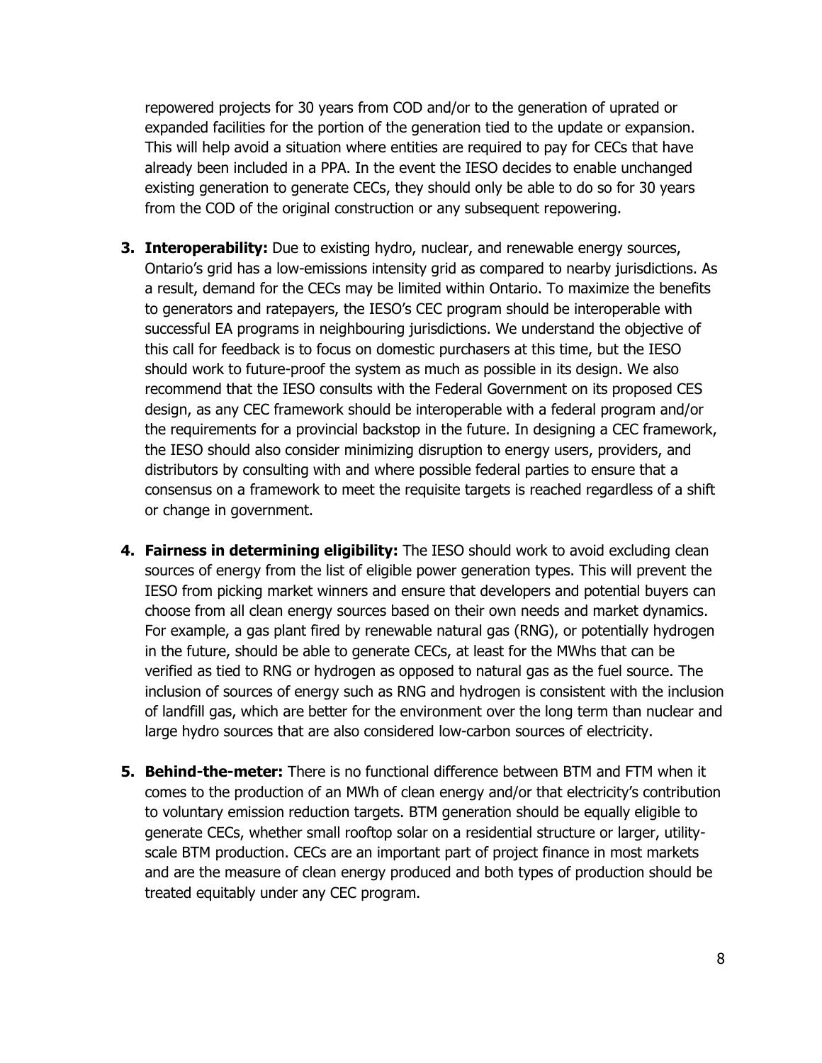repowered projects for 30 years from COD and/or to the generation of uprated or expanded facilities for the portion of the generation tied to the update or expansion. This will help avoid a situation where entities are required to pay for CECs that have already been included in a PPA. In the event the IESO decides to enable unchanged existing generation to generate CECs, they should only be able to do so for 30 years from the COD of the original construction or any subsequent repowering.

3. **Interoperability:** Due to existing hydro, nuclear, and renewable energy sources, Ontario's grid has a low-emissions intensity grid as compared to nearby jurisdictions. As a result, demand for the CECs may be limited within Ontario. To maximize the benefits to generators and ratepayers, the IESO's CEC program should be interoperable with successful EA programs in neighbouring jurisdictions. We understand the objective of this call for feedback is to focus on domestic purchasers at this time, but the IESO should work to future-proof the system as much as possible in its design. We also recommend that the IESO consults with the Federal Government on its proposed CES design, as any CEC framework should be interoperable with a federal program and/or the requirements for a provincial backstop in the future. In designing a CEC framework, the IESO should also consider minimizing disruption to energy users, providers, and distributors by consulting with and where possible federal parties to ensure that a consensus on a framework to meet the requisite targets is reached regardless of a shift or change in government.

4. **Fairness in determining eligibility:** The IESO should work to avoid excluding clean sources of energy from the list of eligible power generation types. This will prevent the IESO from picking market winners and ensure that developers and potential buyers can choose from all clean energy sources based on their own needs and market dynamics. For example, a gas plant fired by renewable natural gas (RNG), or potentially hydrogen in the future, should be able to generate CECs, at least for the MWhs that can be verified as tied to RNG or hydrogen as opposed to natural gas as the fuel source. The inclusion of sources of energy such as RNG and hydrogen is consistent with the inclusion of landfill gas, which are better for the environment over the long term than nuclear and large hydro sources that are also considered low-carbon sources of electricity.

5. **Behind-the-meter:** There is no functional difference between BTM and FTM when it comes to the production of an MWh of clean energy and/or that electricity's contribution to voluntary emission reduction targets. BTM generation should be equally eligible to generate CECs, whether small rooftop solar on a residential structure or larger, utility-scale BTM production. CECs are an important part of project finance in most markets and are the measure of clean energy produced and both types of production should be treated equitably under any CEC program.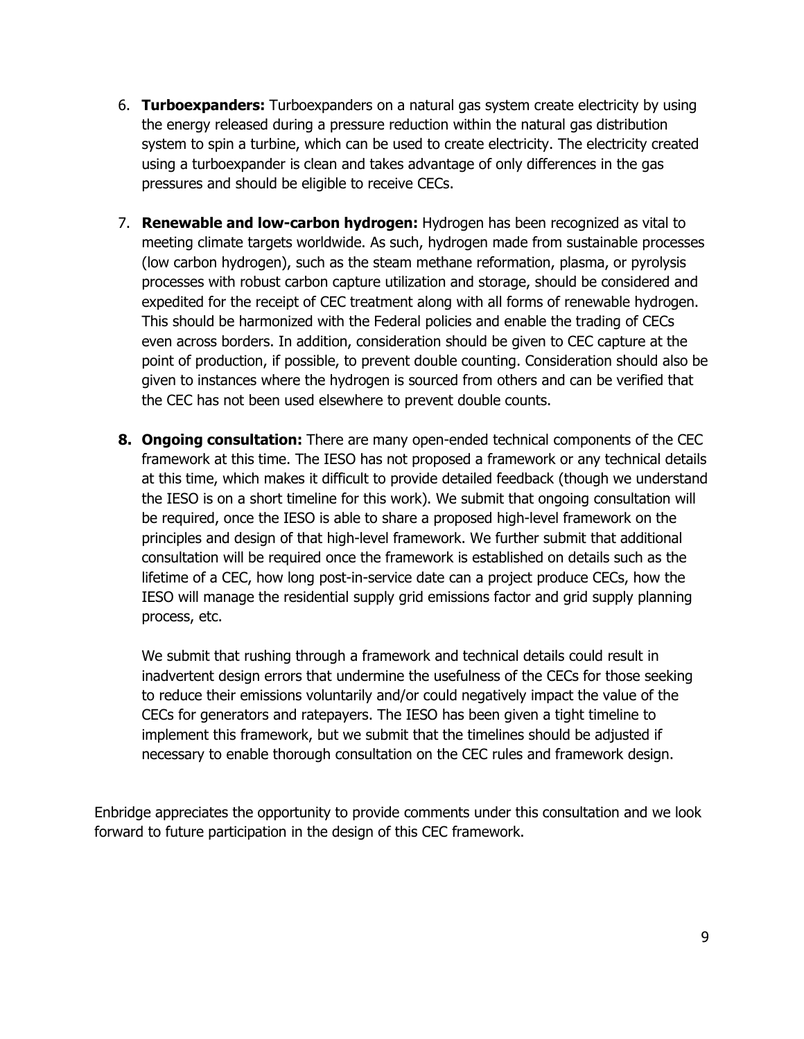6. **Turboexpanders:** Turboexpanders on a natural gas system create electricity by using the energy released during a pressure reduction within the natural gas distribution system to spin a turbine, which can be used to create electricity. The electricity created using a turboexpander is clean and takes advantage of only differences in the gas pressures and should be eligible to receive CECs.

7. **Renewable and low-carbon hydrogen:** Hydrogen has been recognized as vital to meeting climate targets worldwide. As such, hydrogen made from sustainable processes (low carbon hydrogen), such as the steam methane reformation, plasma, or pyrolysis processes with robust carbon capture utilization and storage, should be considered and expedited for the receipt of CEC treatment along with all forms of renewable hydrogen. This should be harmonized with the Federal policies and enable the trading of CECs even across borders. In addition, consideration should be given to CEC capture at the point of production, if possible, to prevent double counting. Consideration should also be given to instances where the hydrogen is sourced from others and can be verified that the CEC has not been used elsewhere to prevent double counts.

8. **Ongoing consultation:** There are many open-ended technical components of the CEC framework at this time. The IESO has not proposed a framework or any technical details at this time, which makes it difficult to provide detailed feedback (though we understand the IESO is on a short timeline for this work). We submit that ongoing consultation will be required, once the IESO is able to share a proposed high-level framework on the principles and design of that high-level framework. We further submit that additional consultation will be required once the framework is established on details such as the lifetime of a CEC, how long post-in-service date can a project produce CECs, how the IESO will manage the residential supply grid emissions factor and grid supply planning process, etc.

   We submit that rushing through a framework and technical details could result in inadvertent design errors that undermine the usefulness of the CECs for those seeking to reduce their emissions voluntarily and/or could negatively impact the value of the CECs for generators and ratepayers. The IESO has been given a tight timeline to implement this framework, but we submit that the timelines should be adjusted if necessary to enable thorough consultation on the CEC rules and framework design.

Enbridge appreciates the opportunity to provide comments under this consultation and we look forward to future participation in the design of this CEC framework.